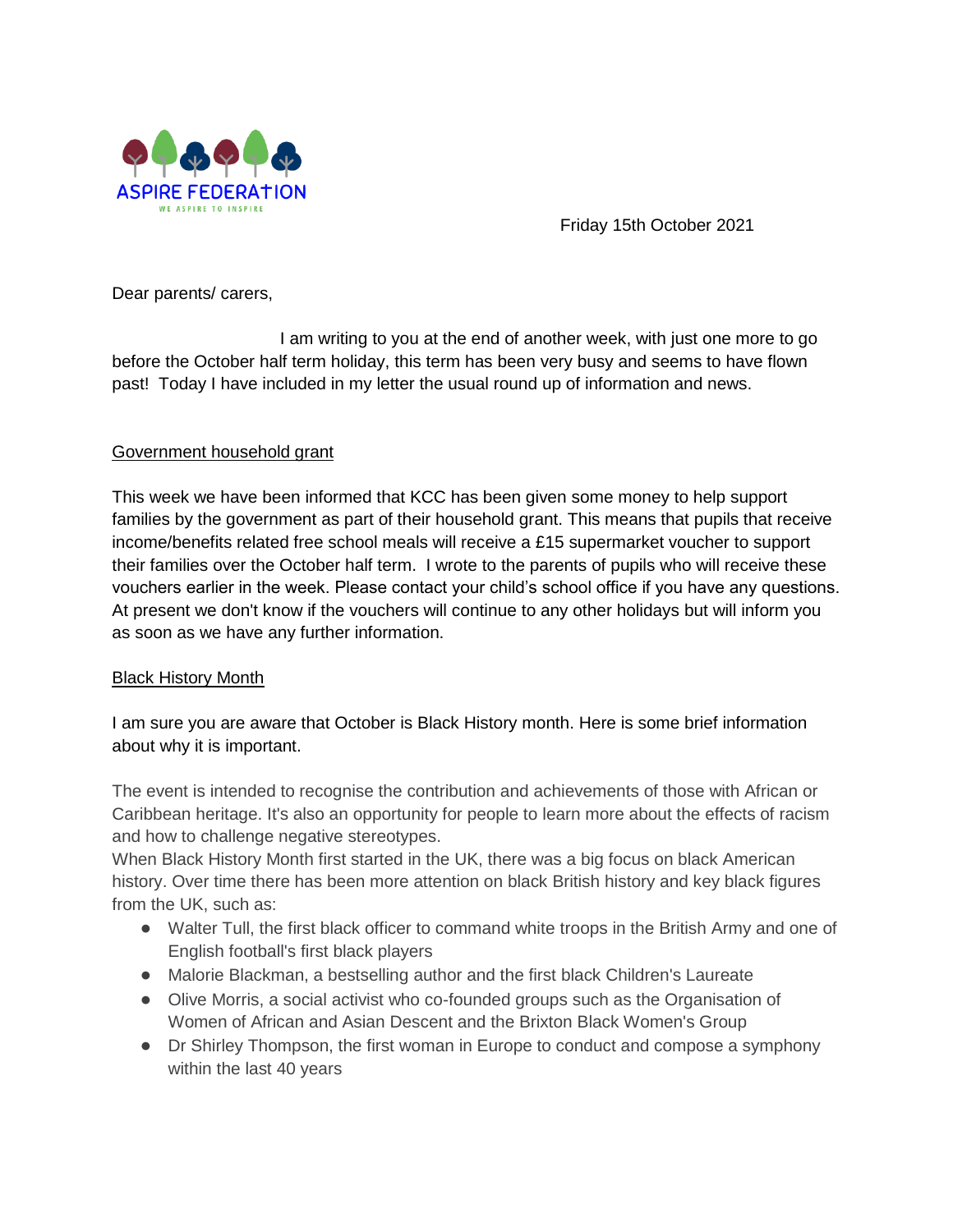ASPIRE FEDERATION

WE ASPIRE TO INSPIRE

Friday 15th October 2021

Dear parents/ carers,

I am writing to you at the end of another week, with just one more to go before the October half term holiday, this term has been very busy and seems to have flown past! Today I have included in my letter the usual round up of information and news.

Government household grant

This week we have been informed that KCC has been given some money to help support families by the government as part of their household grant. This means that pupils that receive income/benefits related free school meals will receive a £15 supermarket voucher to support their families over the October half term. I wrote to the parents of pupils who will receive these vouchers earlier in the week. Please contact your child's school office if you have any questions. At present we don't know if the vouchers will continue to any other holidays but will inform you as soon as we have any further information.

Black History Month

I am sure you are aware that October is Black History month. Here is some brief information about why it is important.

The event is intended to recognise the contribution and achievements of those with African or Caribbean heritage. It's also an opportunity for people to learn more about the effects of racism and how to challenge negative stereotypes.
When Black History Month first started in the UK, there was a big focus on black American history. Over time there has been more attention on black British history and key black figures from the UK, such as:

- Walter Tull, the first black officer to command white troops in the British Army and one of English football's first black players
- Malorie Blackman, a bestselling author and the first black Children's Laureate
- Olive Morris, a social activist who co-founded groups such as the Organisation of Women of African and Asian Descent and the Brixton Black Women's Group
- Dr Shirley Thompson, the first woman in Europe to conduct and compose a symphony within the last 40 years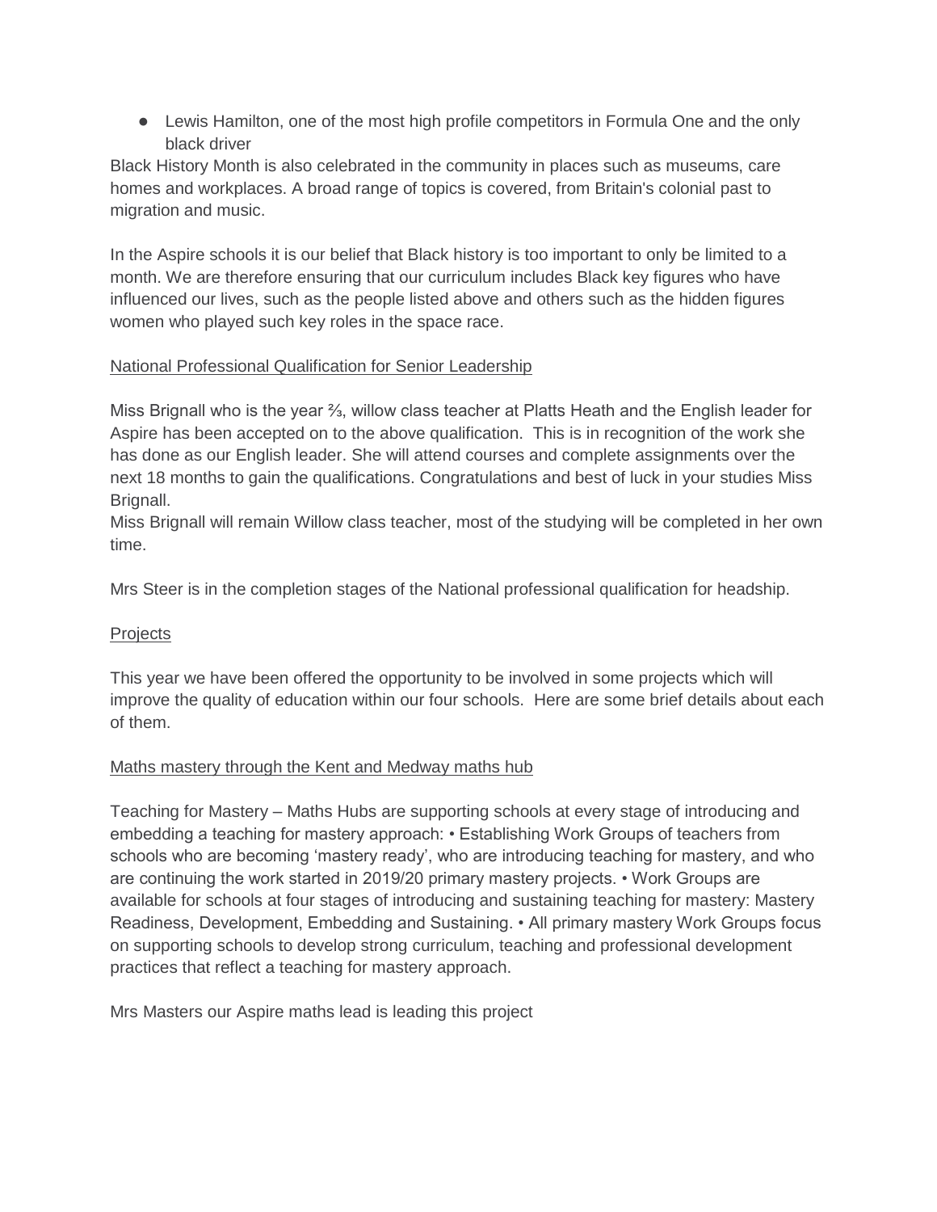- Lewis Hamilton, one of the most high profile competitors in Formula One and the only black driver

Black History Month is also celebrated in the community in places such as museums, care homes and workplaces. A broad range of topics is covered, from Britain's colonial past to migration and music.

In the Aspire schools it is our belief that Black history is too important to only be limited to a month. We are therefore ensuring that our curriculum includes Black key figures who have influenced our lives, such as the people listed above and others such as the hidden figures women who played such key roles in the space race.

<u>National Professional Qualification for Senior Leadership</u>

Miss Brignall who is the year ⅔, willow class teacher at Platts Heath and the English leader for Aspire has been accepted on to the above qualification. This is in recognition of the work she has done as our English leader. She will attend courses and complete assignments over the next 18 months to gain the qualifications. Congratulations and best of luck in your studies Miss Brignall.
Miss Brignall will remain Willow class teacher, most of the studying will be completed in her own time.

Mrs Steer is in the completion stages of the National professional qualification for headship.

<u>Projects</u>

This year we have been offered the opportunity to be involved in some projects which will improve the quality of education within our four schools. Here are some brief details about each of them.

<u>Maths mastery through the Kent and Medway maths hub</u>

Teaching for Mastery – Maths Hubs are supporting schools at every stage of introducing and embedding a teaching for mastery approach: • Establishing Work Groups of teachers from schools who are becoming 'mastery ready', who are introducing teaching for mastery, and who are continuing the work started in 2019/20 primary mastery projects. • Work Groups are available for schools at four stages of introducing and sustaining teaching for mastery: Mastery Readiness, Development, Embedding and Sustaining. • All primary mastery Work Groups focus on supporting schools to develop strong curriculum, teaching and professional development practices that reflect a teaching for mastery approach.

Mrs Masters our Aspire maths lead is leading this project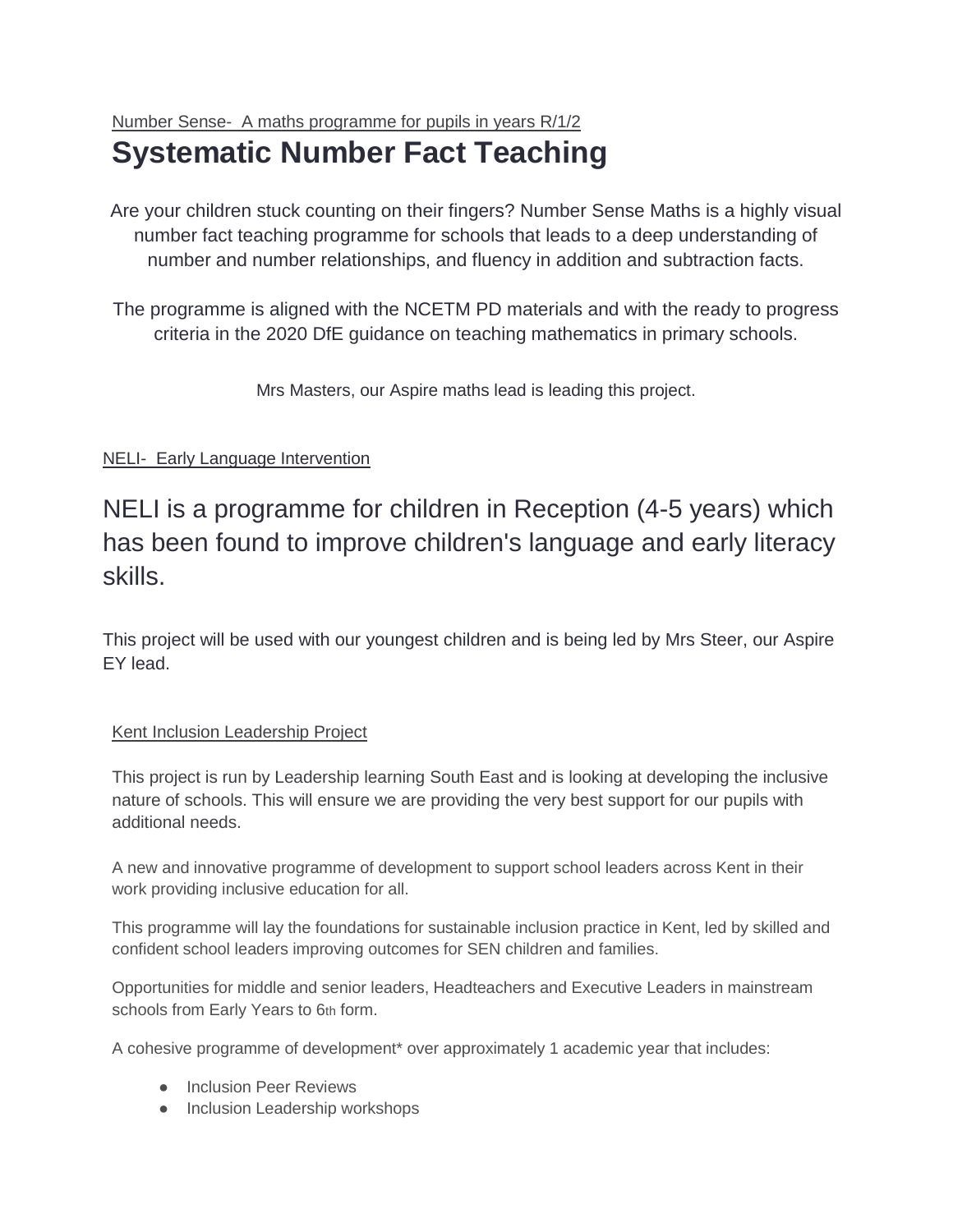Number Sense- A maths programme for pupils in years R/1/2

# Systematic Number Fact Teaching

Are your children stuck counting on their fingers? Number Sense Maths is a highly visual number fact teaching programme for schools that leads to a deep understanding of number and number relationships, and fluency in addition and subtraction facts.

The programme is aligned with the NCETM PD materials and with the ready to progress criteria in the 2020 DfE guidance on teaching mathematics in primary schools.

Mrs Masters, our Aspire maths lead is leading this project.

NELI- Early Language Intervention

## NELI is a programme for children in Reception (4-5 years) which has been found to improve children's language and early literacy skills.

This project will be used with our youngest children and is being led by Mrs Steer, our Aspire EY lead.

Kent Inclusion Leadership Project

This project is run by Leadership learning South East and is looking at developing the inclusive nature of schools. This will ensure we are providing the very best support for our pupils with additional needs.

A new and innovative programme of development to support school leaders across Kent in their work providing inclusive education for all.

This programme will lay the foundations for sustainable inclusion practice in Kent, led by skilled and confident school leaders improving outcomes for SEN children and families.

Opportunities for middle and senior leaders, Headteachers and Executive Leaders in mainstream schools from Early Years to 6th form.

A cohesive programme of development* over approximately 1 academic year that includes:

- Inclusion Peer Reviews
- Inclusion Leadership workshops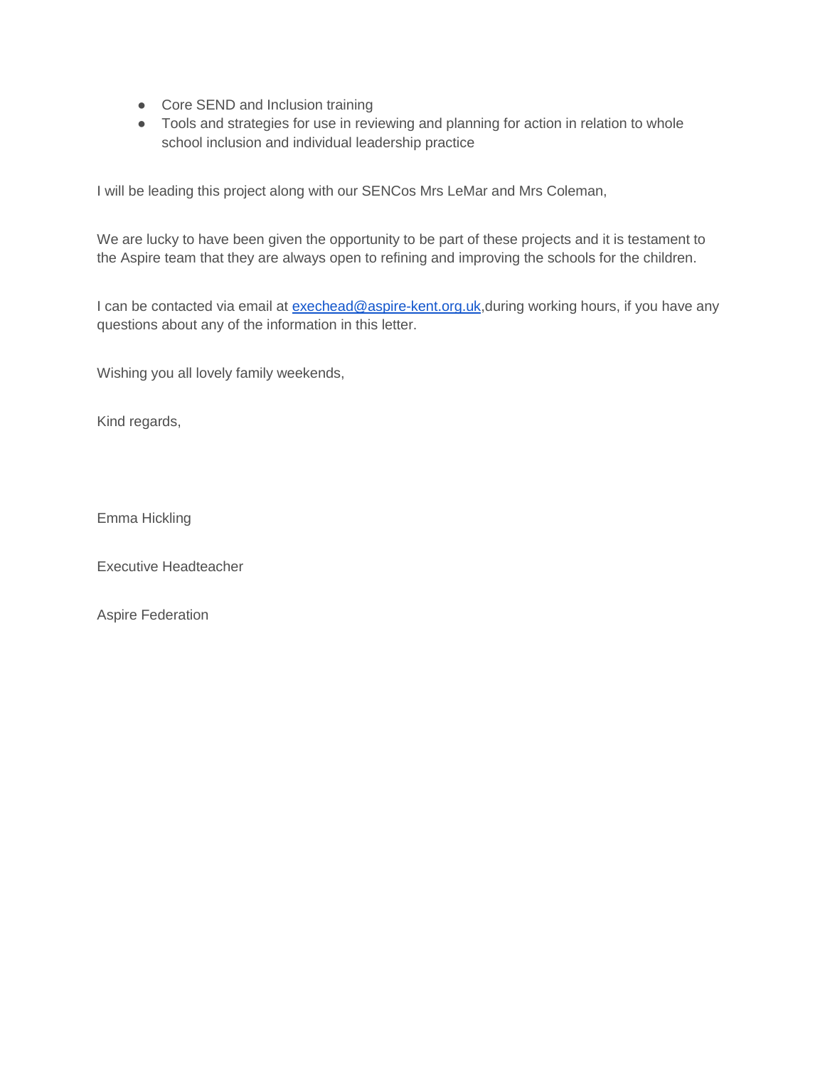- Core SEND and Inclusion training
- Tools and strategies for use in reviewing and planning for action in relation to whole school inclusion and individual leadership practice

I will be leading this project along with our SENCos Mrs LeMar and Mrs Coleman,

We are lucky to have been given the opportunity to be part of these projects and it is testament to the Aspire team that they are always open to refining and improving the schools for the children.

I can be contacted via email at [exechead@aspire-kent.org.uk](mailto:exechead@aspire-kent.org.uk),during working hours, if you have any questions about any of the information in this letter.

Wishing you all lovely family weekends,

Kind regards,

Emma Hickling

Executive Headteacher

Aspire Federation